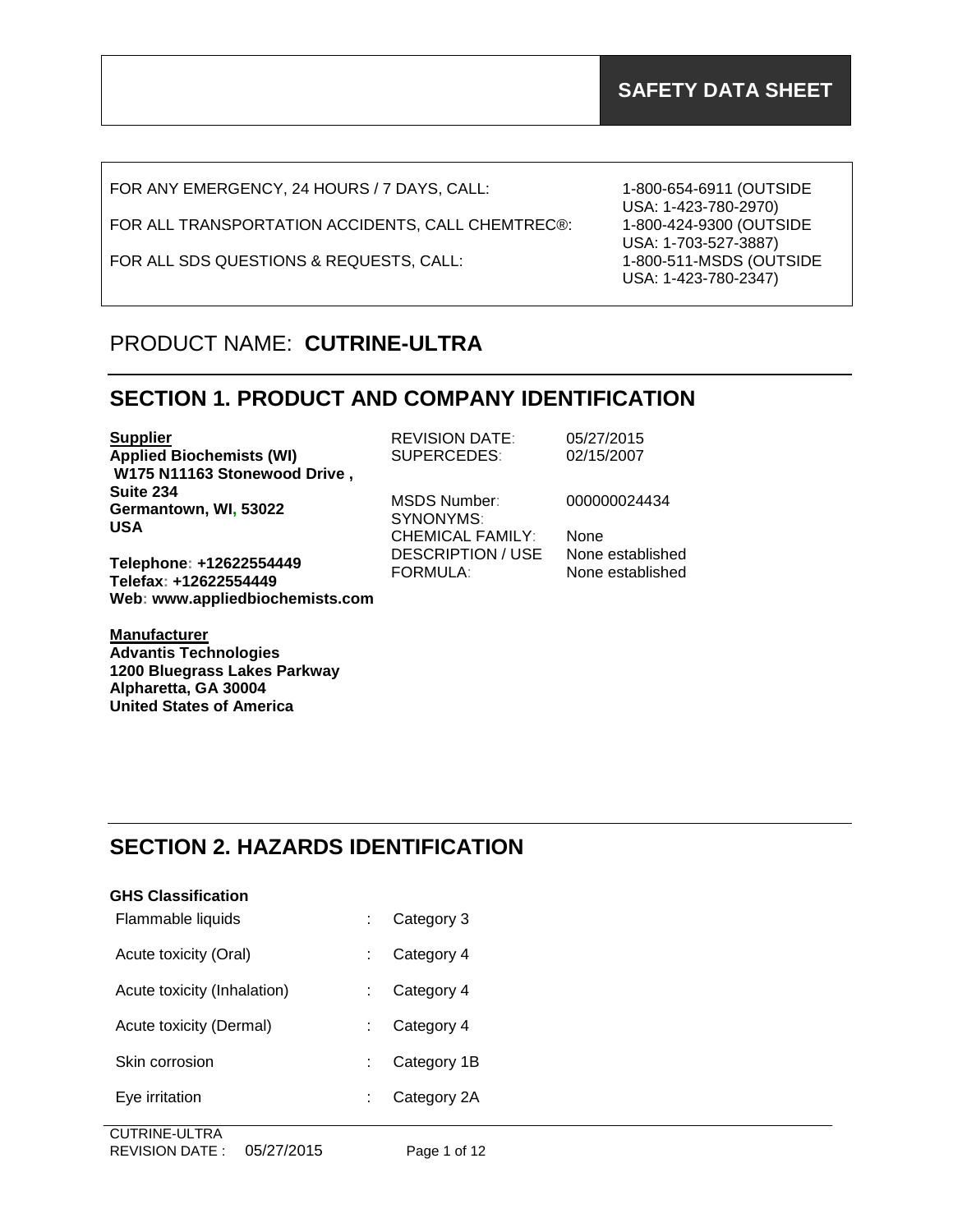# SAFETY DATA SHEET

| | |
|---|---|
| FOR ANY EMERGENCY, 24 HOURS / 7 DAYS, CALL: | 1-800-654-6911 (OUTSIDE USA: 1-423-780-2970) |
| FOR ALL TRANSPORTATION ACCIDENTS, CALL CHEMTREC®: | 1-800-424-9300 (OUTSIDE USA: 1-703-527-3887) |
| FOR ALL SDS QUESTIONS & REQUESTS, CALL: | 1-800-511-MSDS (OUTSIDE USA: 1-423-780-2347) |

PRODUCT NAME: **CUTRINE-ULTRA**

## SECTION 1. PRODUCT AND COMPANY IDENTIFICATION

**Supplier**
**Applied Biochemists (WI)**
**W175 N11163 Stonewood Drive , Suite 234**
**Germantown, WI, 53022**
**USA**

**Telephone: +12622554449**
**Telefax: +12622554449**
**Web: www.appliedbiochemists.com**

| | |
|---|---|
| REVISION DATE: | 05/27/2015 |
| SUPERCEDES: | 02/15/2007 |
| MSDS Number: | 000000024434 |
| SYNONYMS: | |
| CHEMICAL FAMILY: | None |
| DESCRIPTION / USE | None established |
| FORMULA: | None established |

**Manufacturer**
**Advantis Technologies**
**1200 Bluegrass Lakes Parkway**
**Alpharetta, GA 30004**
**United States of America**

## SECTION 2. HAZARDS IDENTIFICATION

**GHS Classification**

| | | |
|---|---|---|
| Flammable liquids | : | Category 3 |
| Acute toxicity (Oral) | : | Category 4 |
| Acute toxicity (Inhalation) | : | Category 4 |
| Acute toxicity (Dermal) | : | Category 4 |
| Skin corrosion | : | Category 1B |
| Eye irritation | : | Category 2A |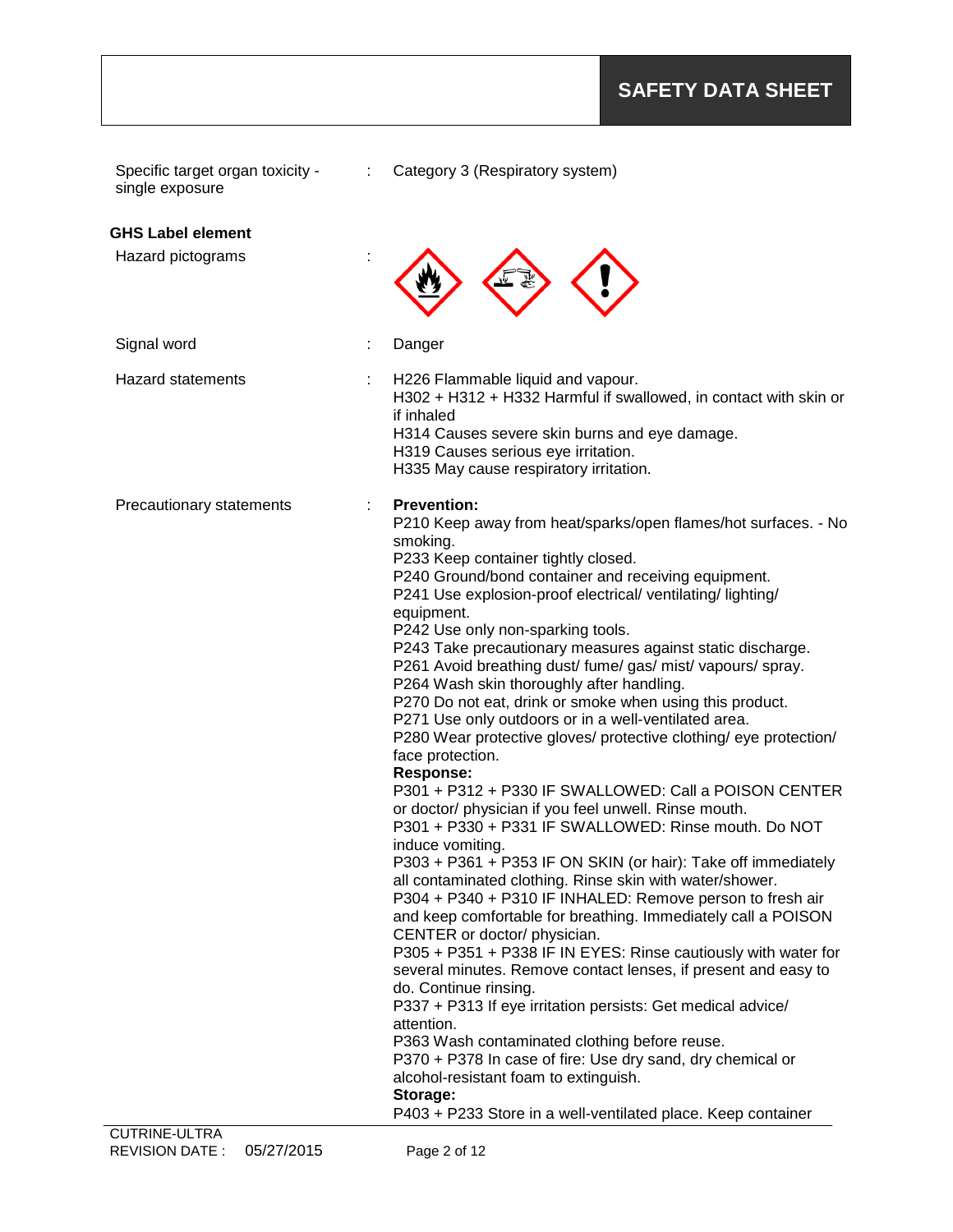| | | |
|---|---|---|
| Specific target organ toxicity - single exposure | : | Category 3 (Respiratory system) |

**GHS Label element**

| | | |
|---|---|---|
| Hazard pictograms | : | |
| Signal word | : | Danger |
| Hazard statements | : | H226 Flammable liquid and vapour.<br>H302 + H312 + H332 Harmful if swallowed, in contact with skin or if inhaled<br>H314 Causes severe skin burns and eye damage.<br>H319 Causes serious eye irritation.<br>H335 May cause respiratory irritation. |
| Precautionary statements | : | **Prevention:**<br>P210 Keep away from heat/sparks/open flames/hot surfaces. - No smoking.<br>P233 Keep container tightly closed.<br>P240 Ground/bond container and receiving equipment.<br>P241 Use explosion-proof electrical/ ventilating/ lighting/ equipment.<br>P242 Use only non-sparking tools.<br>P243 Take precautionary measures against static discharge.<br>P261 Avoid breathing dust/ fume/ gas/ mist/ vapours/ spray.<br>P264 Wash skin thoroughly after handling.<br>P270 Do not eat, drink or smoke when using this product.<br>P271 Use only outdoors or in a well-ventilated area.<br>P280 Wear protective gloves/ protective clothing/ eye protection/ face protection.<br>**Response:**<br>P301 + P312 + P330 IF SWALLOWED: Call a POISON CENTER or doctor/ physician if you feel unwell. Rinse mouth.<br>P301 + P330 + P331 IF SWALLOWED: Rinse mouth. Do NOT induce vomiting.<br>P303 + P361 + P353 IF ON SKIN (or hair): Take off immediately all contaminated clothing. Rinse skin with water/shower.<br>P304 + P340 + P310 IF INHALED: Remove person to fresh air and keep comfortable for breathing. Immediately call a POISON CENTER or doctor/ physician.<br>P305 + P351 + P338 IF IN EYES: Rinse cautiously with water for several minutes. Remove contact lenses, if present and easy to do. Continue rinsing.<br>P337 + P313 If eye irritation persists: Get medical advice/ attention.<br>P363 Wash contaminated clothing before reuse.<br>P370 + P378 In case of fire: Use dry sand, dry chemical or alcohol-resistant foam to extinguish.<br>**Storage:**<br>P403 + P233 Store in a well-ventilated place. Keep container |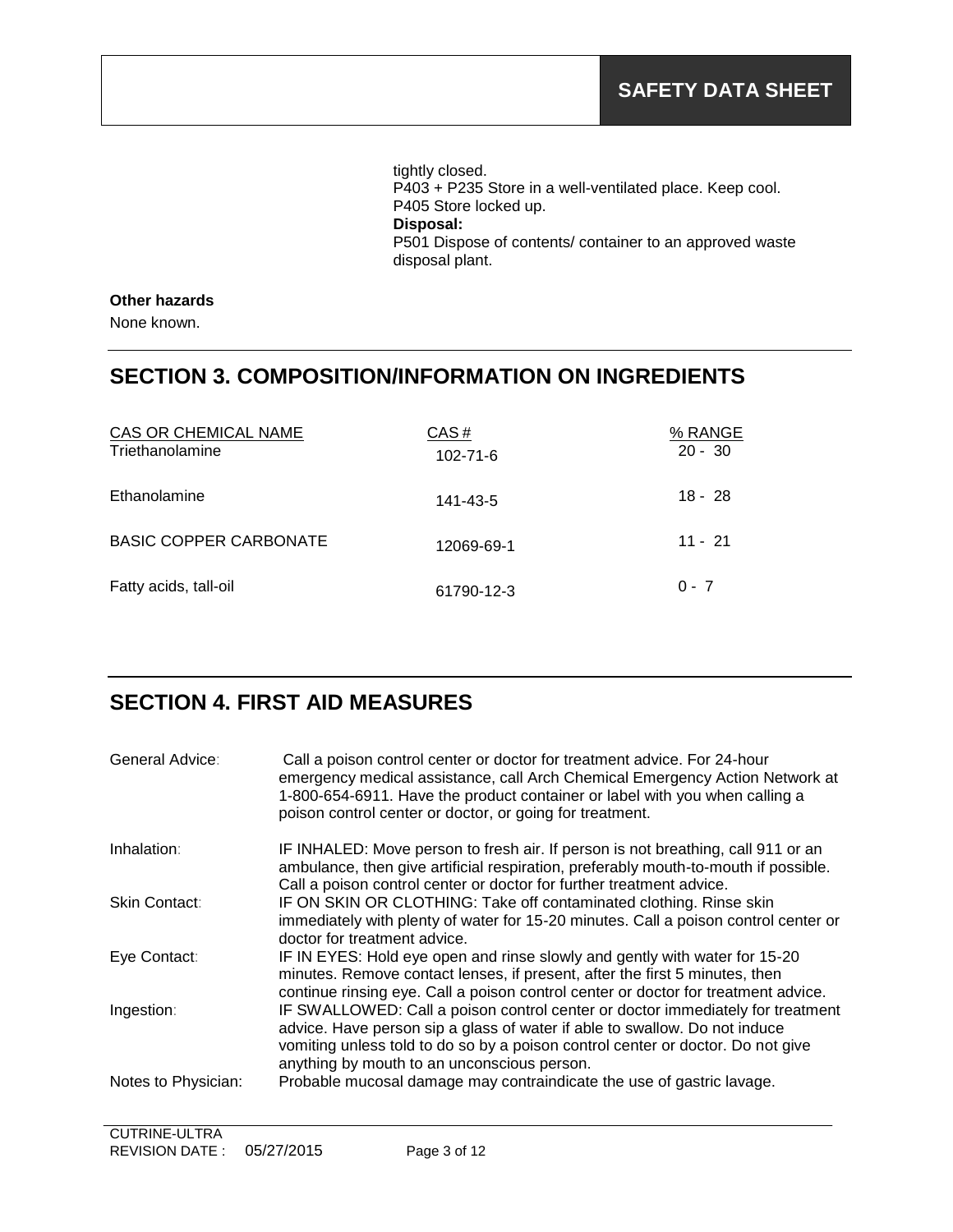tightly closed.
P403 + P235 Store in a well-ventilated place. Keep cool.
P405 Store locked up.
**Disposal:**
P501 Dispose of contents/ container to an approved waste disposal plant.

**Other hazards**

None known.

## SECTION 3. COMPOSITION/INFORMATION ON INGREDIENTS

| CAS OR CHEMICAL NAME | CAS # | % RANGE |
|---|---|---|
| Triethanolamine | 102-71-6 | 20 - 30 |
| Ethanolamine | 141-43-5 | 18 - 28 |
| BASIC COPPER CARBONATE | 12069-69-1 | 11 - 21 |
| Fatty acids, tall-oil | 61790-12-3 | 0 - 7 |

## SECTION 4. FIRST AID MEASURES

| | |
|---|---|
| General Advice: | Call a poison control center or doctor for treatment advice. For 24-hour emergency medical assistance, call Arch Chemical Emergency Action Network at 1-800-654-6911. Have the product container or label with you when calling a poison control center or doctor, or going for treatment. |
| Inhalation: | IF INHALED: Move person to fresh air. If person is not breathing, call 911 or an ambulance, then give artificial respiration, preferably mouth-to-mouth if possible. Call a poison control center or doctor for further treatment advice. |
| Skin Contact: | IF ON SKIN OR CLOTHING: Take off contaminated clothing. Rinse skin immediately with plenty of water for 15-20 minutes. Call a poison control center or doctor for treatment advice. |
| Eye Contact: | IF IN EYES: Hold eye open and rinse slowly and gently with water for 15-20 minutes. Remove contact lenses, if present, after the first 5 minutes, then continue rinsing eye. Call a poison control center or doctor for treatment advice. |
| Ingestion: | IF SWALLOWED: Call a poison control center or doctor immediately for treatment advice. Have person sip a glass of water if able to swallow. Do not induce vomiting unless told to do so by a poison control center or doctor. Do not give anything by mouth to an unconscious person. |
| Notes to Physician: | Probable mucosal damage may contraindicate the use of gastric lavage. |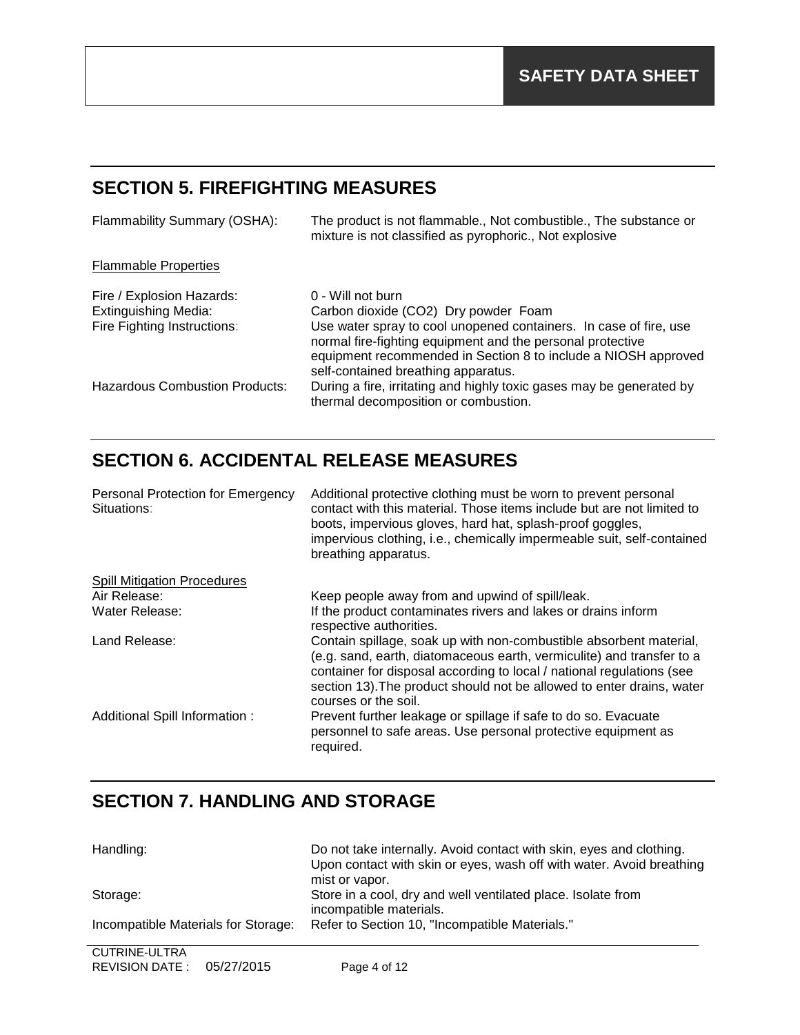## SECTION 5. FIREFIGHTING MEASURES

Flammability Summary (OSHA): The product is not flammable., Not combustible., The substance or mixture is not classified as pyrophoric., Not explosive

Flammable Properties

Fire / Explosion Hazards: 0 - Will not burn

Extinguishing Media: Carbon dioxide ($CO_2$) Dry powder Foam

Fire Fighting Instructions: Use water spray to cool unopened containers. In case of fire, use normal fire-fighting equipment and the personal protective equipment recommended in Section 8 to include a NIOSH approved self-contained breathing apparatus.

Hazardous Combustion Products: During a fire, irritating and highly toxic gases may be generated by thermal decomposition or combustion.

## SECTION 6. ACCIDENTAL RELEASE MEASURES

Personal Protection for Emergency Situations: Additional protective clothing must be worn to prevent personal contact with this material. Those items include but are not limited to boots, impervious gloves, hard hat, splash-proof goggles, impervious clothing, i.e., chemically impermeable suit, self-contained breathing apparatus.

Spill Mitigation Procedures

Air Release: Keep people away from and upwind of spill/leak.

Water Release: If the product contaminates rivers and lakes or drains inform respective authorities.

Land Release: Contain spillage, soak up with non-combustible absorbent material, (e.g. sand, earth, diatomaceous earth, vermiculite) and transfer to a container for disposal according to local / national regulations (see section 13).The product should not be allowed to enter drains, water courses or the soil.

Additional Spill Information : Prevent further leakage or spillage if safe to do so. Evacuate personnel to safe areas. Use personal protective equipment as required.

## SECTION 7. HANDLING AND STORAGE

Handling: Do not take internally. Avoid contact with skin, eyes and clothing. Upon contact with skin or eyes, wash off with water. Avoid breathing mist or vapor.

Storage: Store in a cool, dry and well ventilated place. Isolate from incompatible materials.

Incompatible Materials for Storage: Refer to Section 10, "Incompatible Materials."

CUTRINE-ULTRA
REVISION DATE : 05/27/2015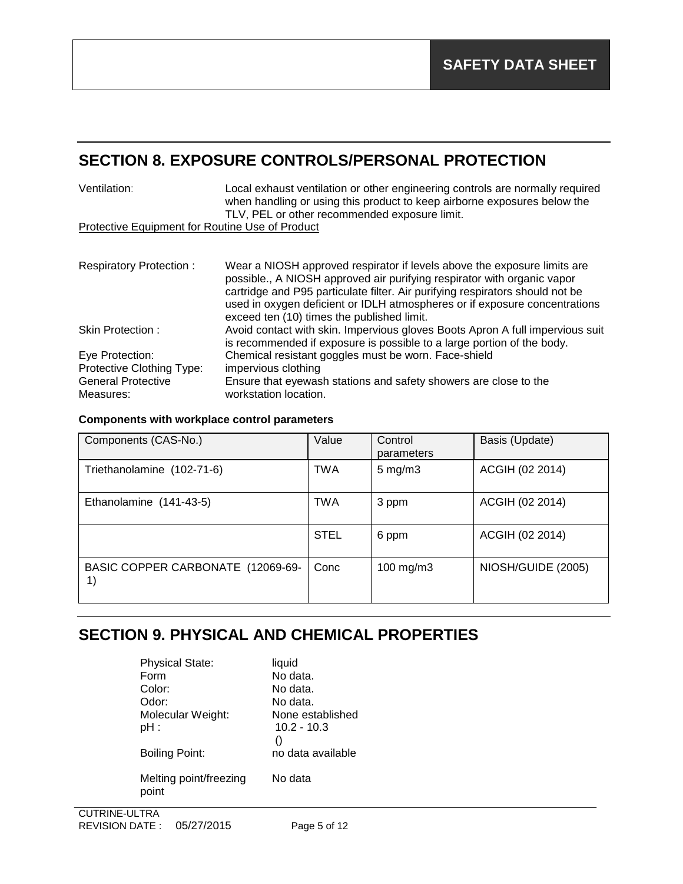## SECTION 8. EXPOSURE CONTROLS/PERSONAL PROTECTION

Ventilation: Local exhaust ventilation or other engineering controls are normally required when handling or using this product to keep airborne exposures below the TLV, PEL or other recommended exposure limit.

Protective Equipment for Routine Use of Product

Respiratory Protection : Wear a NIOSH approved respirator if levels above the exposure limits are possible., A NIOSH approved air purifying respirator with organic vapor cartridge and P95 particulate filter. Air purifying respirators should not be used in oxygen deficient or IDLH atmospheres or if exposure concentrations exceed ten (10) times the published limit.

Skin Protection : Avoid contact with skin. Impervious gloves Boots Apron A full impervious suit is recommended if exposure is possible to a large portion of the body.

Eye Protection: Chemical resistant goggles must be worn. Face-shield

Protective Clothing Type: impervious clothing

General Protective Measures: Ensure that eyewash stations and safety showers are close to the workstation location.

**Components with workplace control parameters**

| Components (CAS-No.) | Value | Control parameters | Basis (Update) |
|---|---|---|---|
| Triethanolamine (102-71-6) | TWA | 5 mg/m3 | ACGIH (02 2014) |
| Ethanolamine (141-43-5) | TWA | 3 ppm | ACGIH (02 2014) |
| | STEL | 6 ppm | ACGIH (02 2014) |
| BASIC COPPER CARBONATE (12069-69-1) | Conc | 100 mg/m3 | NIOSH/GUIDE (2005) |

## SECTION 9. PHYSICAL AND CHEMICAL PROPERTIES

Physical State: liquid
Form: No data.
Color: No data.
Odor: No data.
Molecular Weight: None established
pH : 10.2 - 10.3 ()
Boiling Point: no data available

Melting point/freezing point: No data

CUTRINE-ULTRA
REVISION DATE : 05/27/2015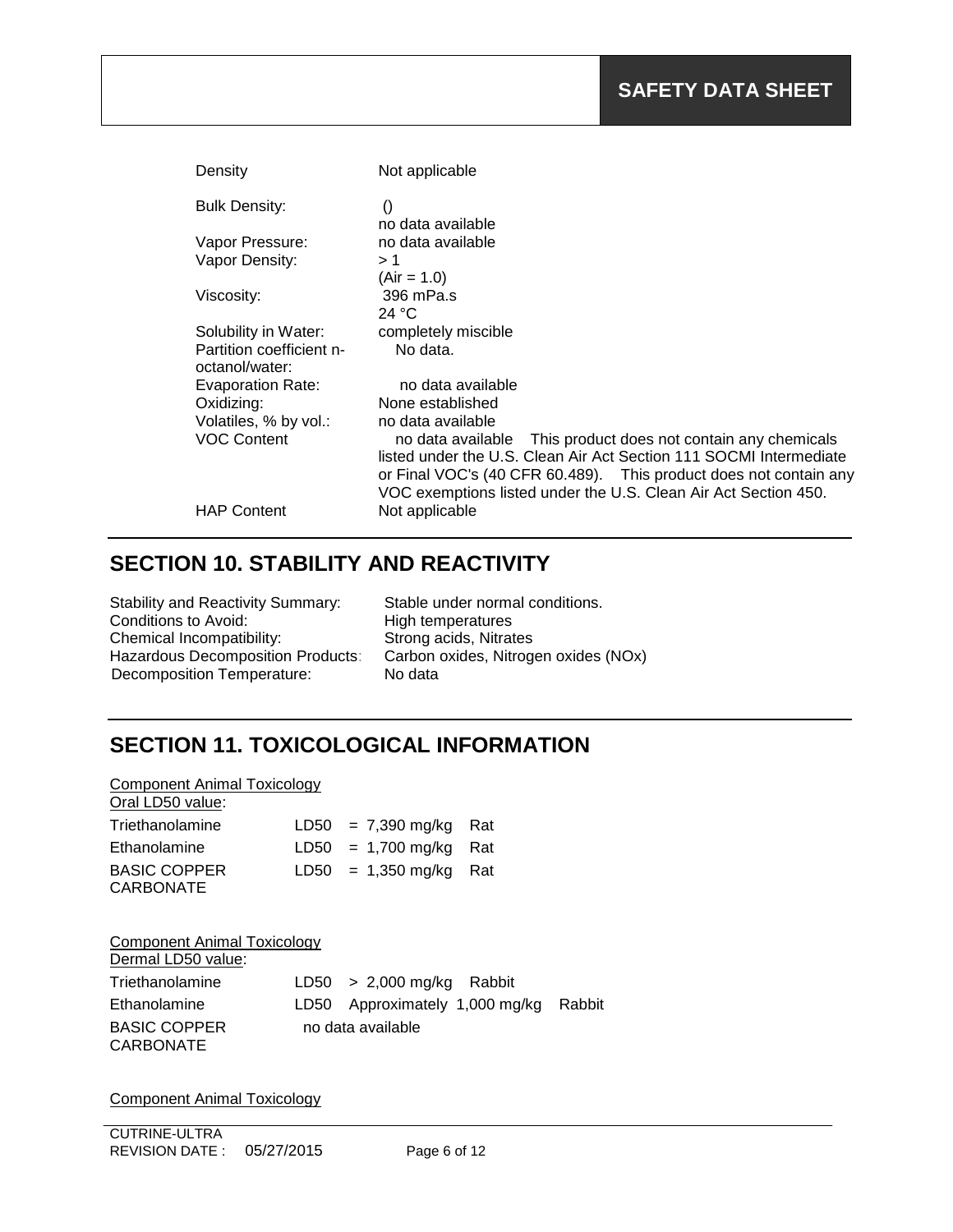| | |
|---|---|
| Density | Not applicable |
| Bulk Density: | () no data available |
| Vapor Pressure: | no data available |
| Vapor Density: | > 1 (Air = 1.0) |
| Viscosity: | 396 mPa.s 24 °C |
| Solubility in Water: | completely miscible |
| Partition coefficient n-octanol/water: | No data. |
| Evaporation Rate: | no data available |
| Oxidizing: | None established |
| Volatiles, % by vol.: | no data available |
| VOC Content | no data available This product does not contain any chemicals listed under the U.S. Clean Air Act Section 111 SOCMI Intermediate or Final VOC's (40 CFR 60.489). This product does not contain any VOC exemptions listed under the U.S. Clean Air Act Section 450. |
| HAP Content | Not applicable |

## SECTION 10. STABILITY AND REACTIVITY

| | |
|---|---|
| Stability and Reactivity Summary: | Stable under normal conditions. |
| Conditions to Avoid: | High temperatures |
| Chemical Incompatibility: | Strong acids, Nitrates |
| Hazardous Decomposition Products: | Carbon oxides, Nitrogen oxides (NOx) |
| Decomposition Temperature: | No data |

## SECTION 11. TOXICOLOGICAL INFORMATION

Component Animal Toxicology
Oral LD50 value:

| | | | |
|---|---|---|---|
| Triethanolamine | LD50 | = 7,390 mg/kg | Rat |
| Ethanolamine | LD50 | = 1,700 mg/kg | Rat |
| BASIC COPPER CARBONATE | LD50 | = 1,350 mg/kg | Rat |

Component Animal Toxicology
Dermal LD50 value:

| | | | |
|---|---|---|---|
| Triethanolamine | LD50 | > 2,000 mg/kg | Rabbit |
| Ethanolamine | LD50 | Approximately 1,000 mg/kg | Rabbit |
| BASIC COPPER CARBONATE | no data available | | |

Component Animal Toxicology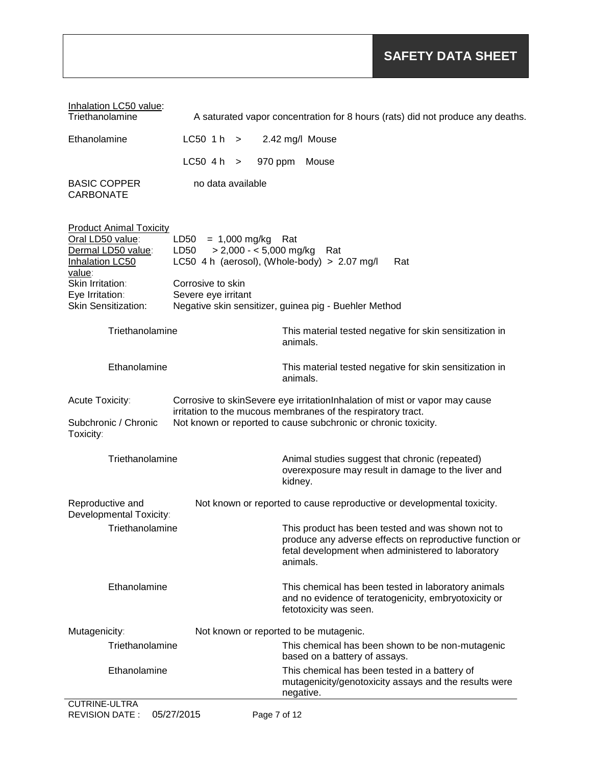Inhalation LC50 value:

| | |
|---|---|
| Triethanolamine | A saturated vapor concentration for 8 hours (rats) did not produce any deaths. |
| Ethanolamine | LC50 1 h > 2.42 mg/l Mouse |
| | LC50 4 h > 970 ppm Mouse |
| BASIC COPPER CARBONATE | no data available |

Product Animal Toxicity

| | |
|---|---|
| Oral LD50 value: | LD50 = 1,000 mg/kg Rat |
| Dermal LD50 value: | LD50 > 2,000 - < 5,000 mg/kg Rat |
| Inhalation LC50 value: | LC50 4 h (aerosol), (Whole-body) > 2.07 mg/l Rat |
| Skin Irritation: | Corrosive to skin |
| Eye Irritation: | Severe eye irritant |
| Skin Sensitization: | Negative skin sensitizer, guinea pig - Buehler Method |

| | |
|---|---|
| Triethanolamine | This material tested negative for skin sensitization in animals. |
| Ethanolamine | This material tested negative for skin sensitization in animals. |

Acute Toxicity: Corrosive to skinSevere eye irritationInhalation of mist or vapor may cause irritation to the mucous membranes of the respiratory tract.

Subchronic / Chronic Toxicity: Not known or reported to cause subchronic or chronic toxicity.

| | |
|---|---|
| Triethanolamine | Animal studies suggest that chronic (repeated) overexposure may result in damage to the liver and kidney. |

Reproductive and Developmental Toxicity: Not known or reported to cause reproductive or developmental toxicity.

| | |
|---|---|
| Triethanolamine | This product has been tested and was shown not to produce any adverse effects on reproductive function or fetal development when administered to laboratory animals. |
| Ethanolamine | This chemical has been tested in laboratory animals and no evidence of teratogenicity, embryotoxicity or fetotoxicity was seen. |

Mutagenicity: Not known or reported to be mutagenic.

| | |
|---|---|
| Triethanolamine | This chemical has been shown to be non-mutagenic based on a battery of assays. |
| Ethanolamine | This chemical has been tested in a battery of mutagenicity/genotoxicity assays and the results were negative. |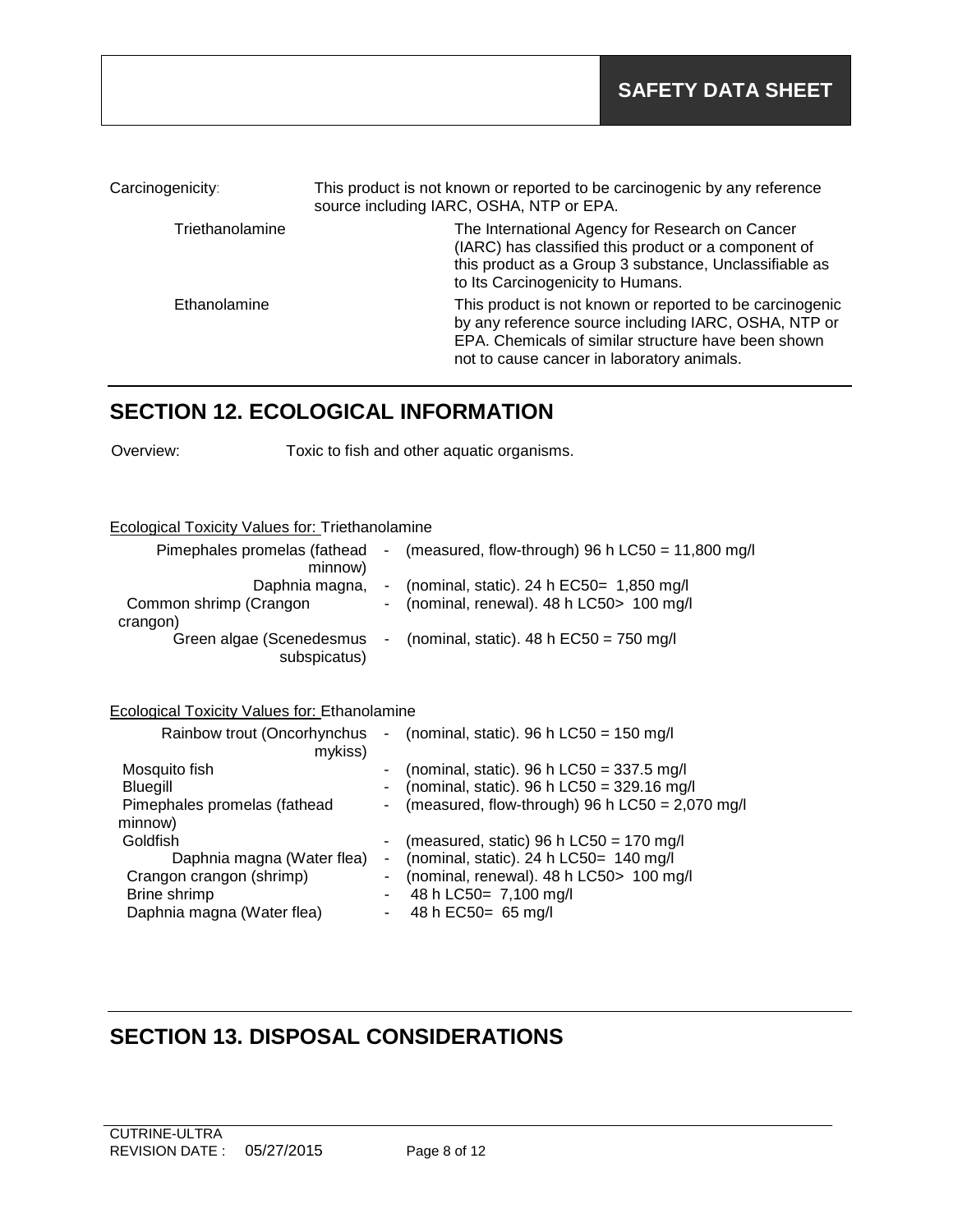Carcinogenicity: This product is not known or reported to be carcinogenic by any reference source including IARC, OSHA, NTP or EPA.

| | |
|---|---|
| Triethanolamine | The International Agency for Research on Cancer (IARC) has classified this product or a component of this product as a Group 3 substance, Unclassifiable as to Its Carcinogenicity to Humans. |
| Ethanolamine | This product is not known or reported to be carcinogenic by any reference source including IARC, OSHA, NTP or EPA. Chemicals of similar structure have been shown not to cause cancer in laboratory animals. |

## SECTION 12. ECOLOGICAL INFORMATION

Overview: Toxic to fish and other aquatic organisms.

Ecological Toxicity Values for: Triethanolamine

| | | |
|---|---|---|
| Pimephales promelas (fathead minnow) | - | (measured, flow-through) 96 h LC50 = 11,800 mg/l |
| Daphnia magna, | - | (nominal, static). 24 h EC50= 1,850 mg/l |
| Common shrimp (Crangon crangon) | - | (nominal, renewal). 48 h LC50> 100 mg/l |
| Green algae (Scenedesmus subspicatus) | - | (nominal, static). 48 h EC50 = 750 mg/l |

Ecological Toxicity Values for: Ethanolamine

| | | |
|---|---|---|
| Rainbow trout (Oncorhynchus mykiss) | - | (nominal, static). 96 h LC50 = 150 mg/l |
| Mosquito fish | - | (nominal, static). 96 h LC50 = 337.5 mg/l |
| Bluegill | - | (nominal, static). 96 h LC50 = 329.16 mg/l |
| Pimephales promelas (fathead minnow) | - | (measured, flow-through) 96 h LC50 = 2,070 mg/l |
| Goldfish | - | (measured, static) 96 h LC50 = 170 mg/l |
| Daphnia magna (Water flea) | - | (nominal, static). 24 h LC50= 140 mg/l |
| Crangon crangon (shrimp) | - | (nominal, renewal). 48 h LC50> 100 mg/l |
| Brine shrimp | - | 48 h LC50= 7,100 mg/l |
| Daphnia magna (Water flea) | - | 48 h EC50= 65 mg/l |

## SECTION 13. DISPOSAL CONSIDERATIONS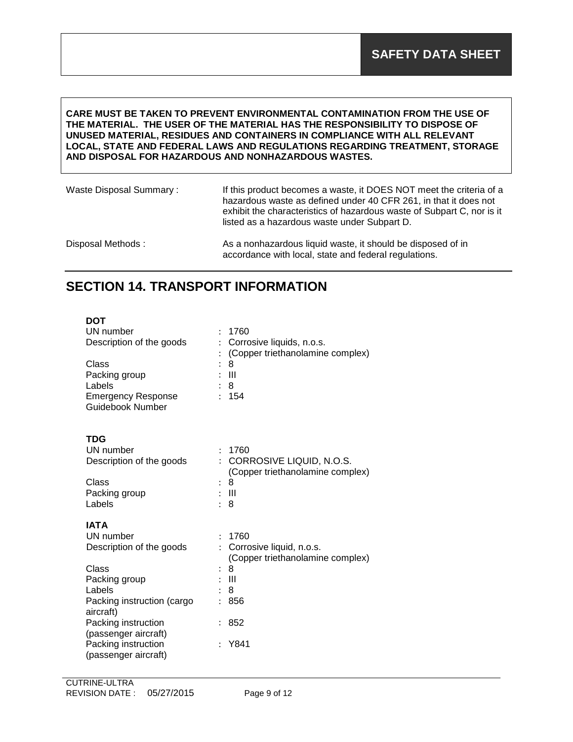**CARE MUST BE TAKEN TO PREVENT ENVIRONMENTAL CONTAMINATION FROM THE USE OF THE MATERIAL. THE USER OF THE MATERIAL HAS THE RESPONSIBILITY TO DISPOSE OF UNUSED MATERIAL, RESIDUES AND CONTAINERS IN COMPLIANCE WITH ALL RELEVANT LOCAL, STATE AND FEDERAL LAWS AND REGULATIONS REGARDING TREATMENT, STORAGE AND DISPOSAL FOR HAZARDOUS AND NONHAZARDOUS WASTES.**

| | |
|---|---|
| Waste Disposal Summary : | If this product becomes a waste, it DOES NOT meet the criteria of a hazardous waste as defined under 40 CFR 261, in that it does not exhibit the characteristics of hazardous waste of Subpart C, nor is it listed as a hazardous waste under Subpart D. |
| Disposal Methods : | As a nonhazardous liquid waste, it should be disposed of in accordance with local, state and federal regulations. |

## SECTION 14. TRANSPORT INFORMATION

**DOT**

| | |
|---|---|
| UN number | : 1760 |
| Description of the goods | : Corrosive liquids, n.o.s. |
| | : (Copper triethanolamine complex) |
| Class | : 8 |
| Packing group | : III |
| Labels | : 8 |
| Emergency Response Guidebook Number | : 154 |

**TDG**

| | |
|---|---|
| UN number | : 1760 |
| Description of the goods | : CORROSIVE LIQUID, N.O.S. (Copper triethanolamine complex) |
| Class | : 8 |
| Packing group | : III |
| Labels | : 8 |

**IATA**

| | |
|---|---|
| UN number | : 1760 |
| Description of the goods | : Corrosive liquid, n.o.s. (Copper triethanolamine complex) |
| Class | : 8 |
| Packing group | : III |
| Labels | : 8 |
| Packing instruction (cargo aircraft) | : 856 |
| Packing instruction (passenger aircraft) | : 852 |
| Packing instruction (passenger aircraft) | : Y841 |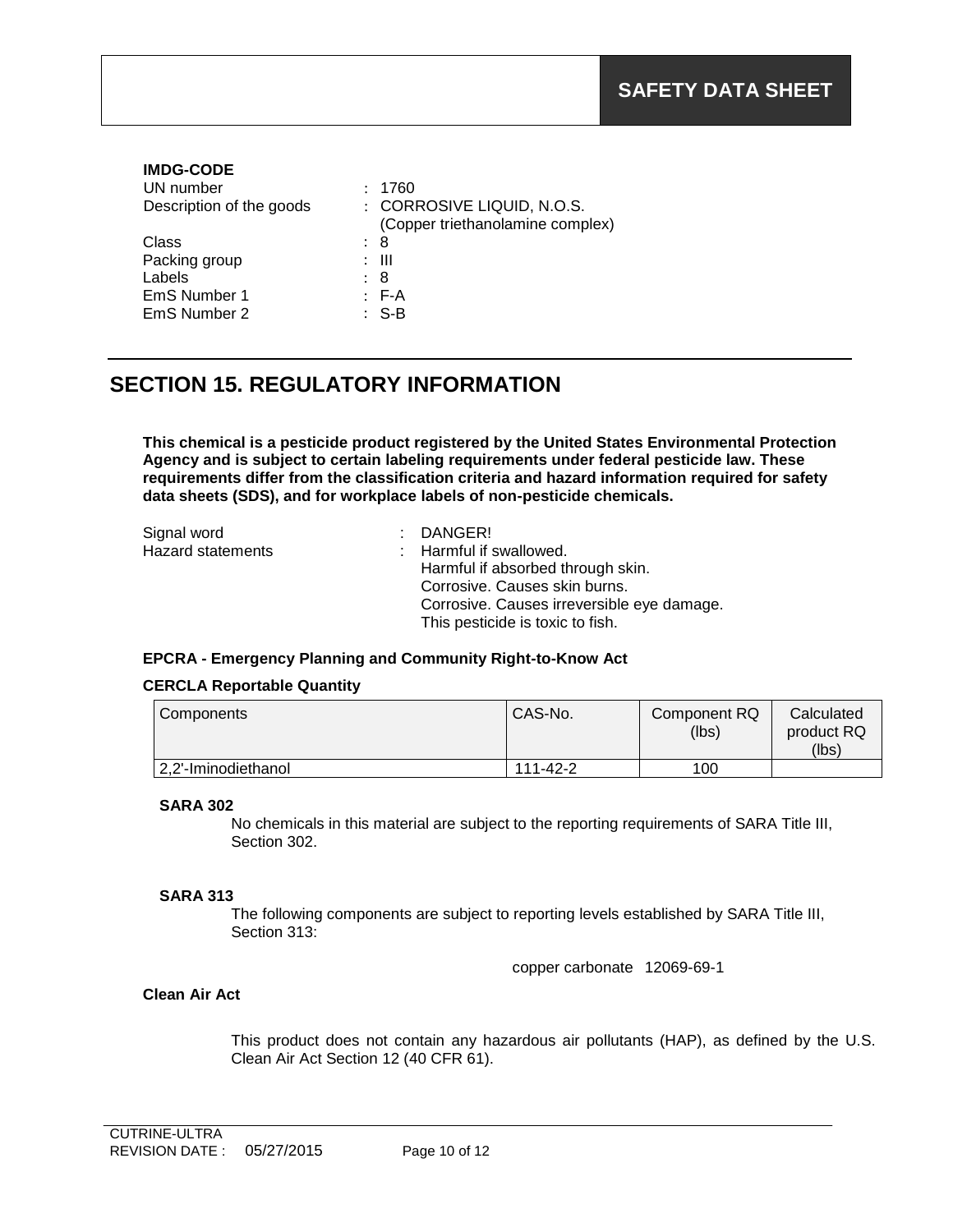**IMDG-CODE**

UN number : 1760
Description of the goods : CORROSIVE LIQUID, N.O.S. (Copper triethanolamine complex)
Class : 8
Packing group : III
Labels : 8
EmS Number 1 : F-A
EmS Number 2 : S-B

## SECTION 15. REGULATORY INFORMATION

**This chemical is a pesticide product registered by the United States Environmental Protection Agency and is subject to certain labeling requirements under federal pesticide law. These requirements differ from the classification criteria and hazard information required for safety data sheets (SDS), and for workplace labels of non-pesticide chemicals.**

Signal word : DANGER!
Hazard statements : Harmful if swallowed.
Harmful if absorbed through skin.
Corrosive. Causes skin burns.
Corrosive. Causes irreversible eye damage.
This pesticide is toxic to fish.

**EPCRA - Emergency Planning and Community Right-to-Know Act**

**CERCLA Reportable Quantity**

| Components | CAS-No. | Component RQ (lbs) | Calculated product RQ (lbs) |
|---|---|---|---|
| 2,2'-Iminodiethanol | 111-42-2 | 100 | |

**SARA 302**

No chemicals in this material are subject to the reporting requirements of SARA Title III, Section 302.

**SARA 313**

The following components are subject to reporting levels established by SARA Title III, Section 313:

copper carbonate 12069-69-1

**Clean Air Act**

This product does not contain any hazardous air pollutants (HAP), as defined by the U.S. Clean Air Act Section 12 (40 CFR 61).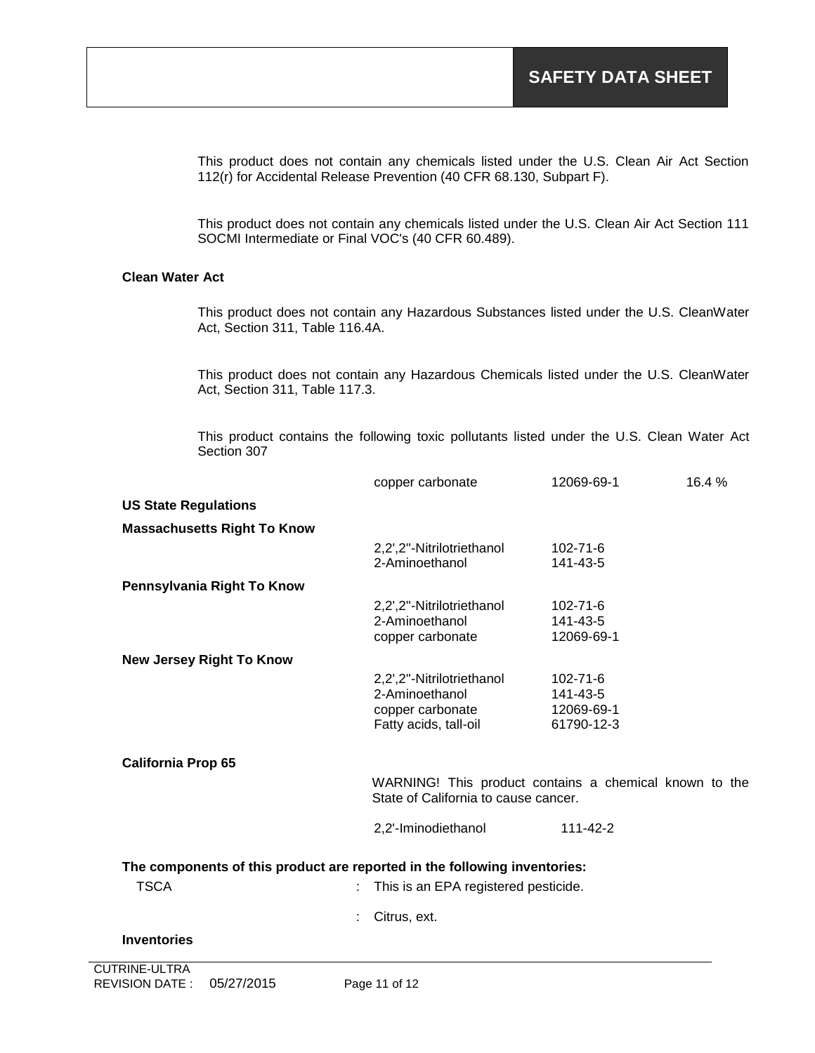This product does not contain any chemicals listed under the U.S. Clean Air Act Section 112(r) for Accidental Release Prevention (40 CFR 68.130, Subpart F).

This product does not contain any chemicals listed under the U.S. Clean Air Act Section 111 SOCMI Intermediate or Final VOC's (40 CFR 60.489).

**Clean Water Act**

This product does not contain any Hazardous Substances listed under the U.S. CleanWater Act, Section 311, Table 116.4A.

This product does not contain any Hazardous Chemicals listed under the U.S. CleanWater Act, Section 311, Table 117.3.

This product contains the following toxic pollutants listed under the U.S. Clean Water Act Section 307

| | | |
|---|---|---|
| copper carbonate | 12069-69-1 | 16.4 % |

**US State Regulations**

**Massachusetts Right To Know**

| | |
|---|---|
| 2,2',2''-Nitrilotriethanol | 102-71-6 |
| 2-Aminoethanol | 141-43-5 |

**Pennsylvania Right To Know**

| | |
|---|---|
| 2,2',2''-Nitrilotriethanol | 102-71-6 |
| 2-Aminoethanol | 141-43-5 |
| copper carbonate | 12069-69-1 |

**New Jersey Right To Know**

| | |
|---|---|
| 2,2',2''-Nitrilotriethanol | 102-71-6 |
| 2-Aminoethanol | 141-43-5 |
| copper carbonate | 12069-69-1 |
| Fatty acids, tall-oil | 61790-12-3 |

**California Prop 65**

WARNING! This product contains a chemical known to the State of California to cause cancer.

| | |
|---|---|
| 2,2'-Iminodiethanol | 111-42-2 |

**The components of this product are reported in the following inventories:**

TSCA : This is an EPA registered pesticide.

: Citrus, ext.

**Inventories**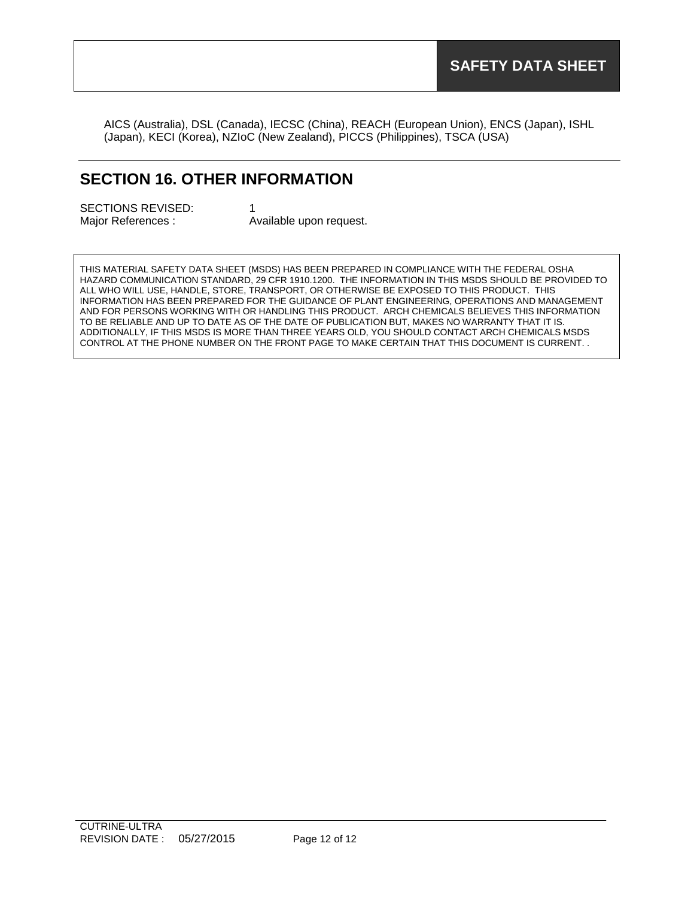AICS (Australia), DSL (Canada), IECSC (China), REACH (European Union), ENCS (Japan), ISHL (Japan), KECI (Korea), NZIoC (New Zealand), PICCS (Philippines), TSCA (USA)

## SECTION 16. OTHER INFORMATION

SECTIONS REVISED: 1
Major References : Available upon request.

THIS MATERIAL SAFETY DATA SHEET (MSDS) HAS BEEN PREPARED IN COMPLIANCE WITH THE FEDERAL OSHA HAZARD COMMUNICATION STANDARD, 29 CFR 1910.1200. THE INFORMATION IN THIS MSDS SHOULD BE PROVIDED TO ALL WHO WILL USE, HANDLE, STORE, TRANSPORT, OR OTHERWISE BE EXPOSED TO THIS PRODUCT. THIS INFORMATION HAS BEEN PREPARED FOR THE GUIDANCE OF PLANT ENGINEERING, OPERATIONS AND MANAGEMENT AND FOR PERSONS WORKING WITH OR HANDLING THIS PRODUCT. ARCH CHEMICALS BELIEVES THIS INFORMATION TO BE RELIABLE AND UP TO DATE AS OF THE DATE OF PUBLICATION BUT, MAKES NO WARRANTY THAT IT IS. ADDITIONALLY, IF THIS MSDS IS MORE THAN THREE YEARS OLD, YOU SHOULD CONTACT ARCH CHEMICALS MSDS CONTROL AT THE PHONE NUMBER ON THE FRONT PAGE TO MAKE CERTAIN THAT THIS DOCUMENT IS CURRENT. .